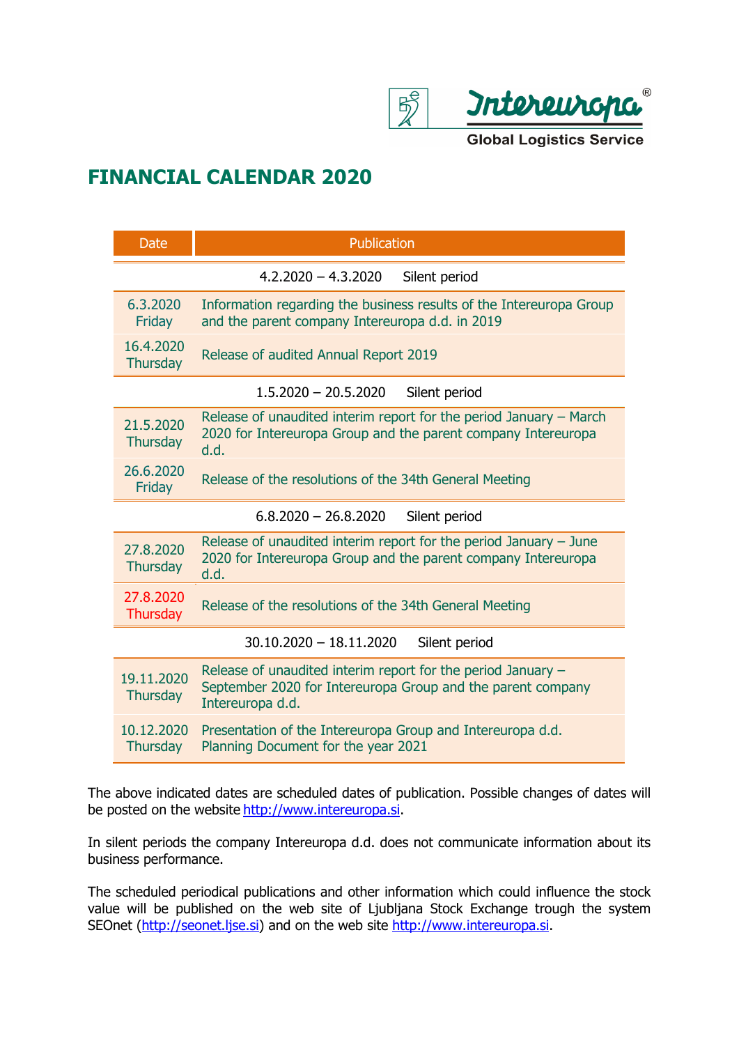Intereuropa®

Global Logistics Service

# FINANCIAL CALENDAR 2020

| Date | Publication |
| --- | --- |
| 4.2.2020 – 4.3.2020 | Silent period |
| 6.3.2020 Friday | Information regarding the business results of the Intereuropa Group and the parent company Intereuropa d.d. in 2019 |
| 16.4.2020 Thursday | Release of audited Annual Report 2019 |
| 1.5.2020 – 20.5.2020 | Silent period |
| 21.5.2020 Thursday | Release of unaudited interim report for the period January – March 2020 for Intereuropa Group and the parent company Intereuropa d.d. |
| 26.6.2020 Friday | Release of the resolutions of the 34th General Meeting |
| 6.8.2020 – 26.8.2020 | Silent period |
| 27.8.2020 Thursday | Release of unaudited interim report for the period January – June 2020 for Intereuropa Group and the parent company Intereuropa d.d. |
| 27.8.2020 Thursday | Release of the resolutions of the 34th General Meeting |
| 30.10.2020 – 18.11.2020 | Silent period |
| 19.11.2020 Thursday | Release of unaudited interim report for the period January – September 2020 for Intereuropa Group and the parent company Intereuropa d.d. |
| 10.12.2020 Thursday | Presentation of the Intereuropa Group and Intereuropa d.d. Planning Document for the year 2021 |

The above indicated dates are scheduled dates of publication. Possible changes of dates will be posted on the website http://www.intereuropa.si.

In silent periods the company Intereuropa d.d. does not communicate information about its business performance.

The scheduled periodical publications and other information which could influence the stock value will be published on the web site of Ljubljana Stock Exchange trough the system SEOnet (http://seonet.ljse.si) and on the web site http://www.intereuropa.si.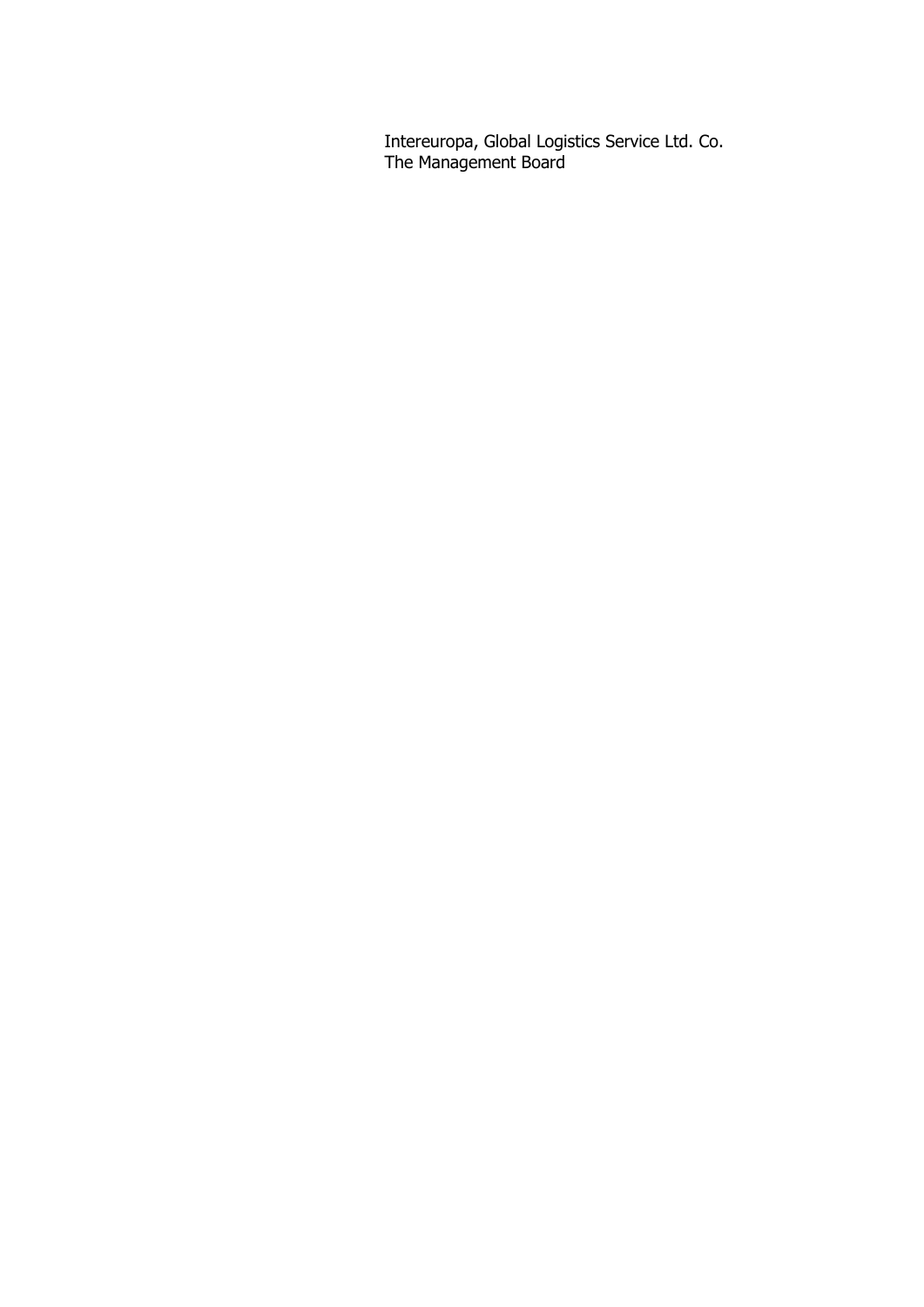Intereuropa, Global Logistics Service Ltd. Co.
The Management Board